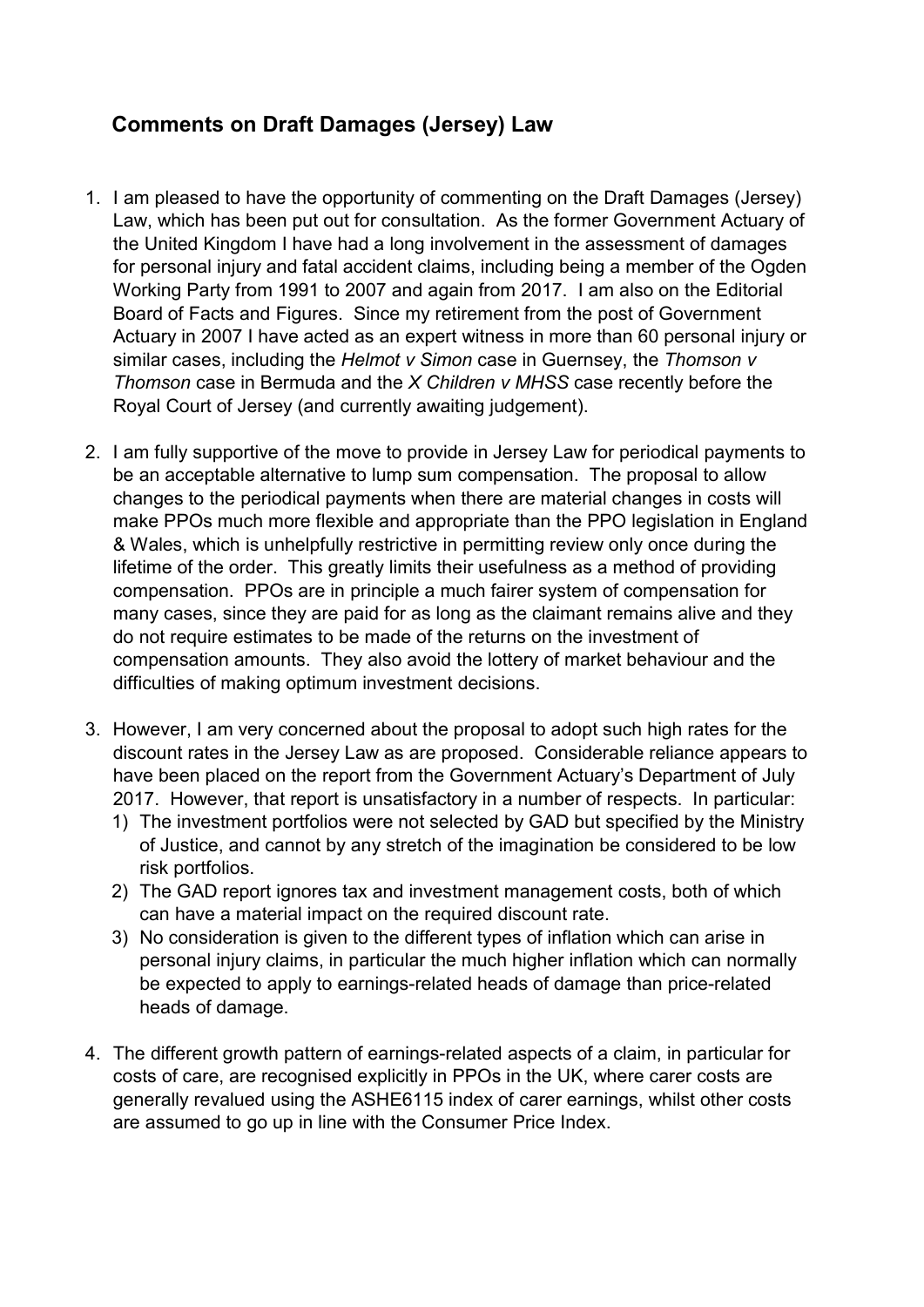## Comments on Draft Damages (Jersey) Law

1. I am pleased to have the opportunity of commenting on the Draft Damages (Jersey) Law, which has been put out for consultation. As the former Government Actuary of the United Kingdom I have had a long involvement in the assessment of damages for personal injury and fatal accident claims, including being a member of the Ogden Working Party from 1991 to 2007 and again from 2017. I am also on the Editorial Board of Facts and Figures. Since my retirement from the post of Government Actuary in 2007 I have acted as an expert witness in more than 60 personal injury or similar cases, including the *Helmot v Simon* case in Guernsey, the *Thomson v Thomson* case in Bermuda and the *X Children v MHSS* case recently before the Royal Court of Jersey (and currently awaiting judgement).

2. I am fully supportive of the move to provide in Jersey Law for periodical payments to be an acceptable alternative to lump sum compensation. The proposal to allow changes to the periodical payments when there are material changes in costs will make PPOs much more flexible and appropriate than the PPO legislation in England & Wales, which is unhelpfully restrictive in permitting review only once during the lifetime of the order. This greatly limits their usefulness as a method of providing compensation. PPOs are in principle a much fairer system of compensation for many cases, since they are paid for as long as the claimant remains alive and they do not require estimates to be made of the returns on the investment of compensation amounts. They also avoid the lottery of market behaviour and the difficulties of making optimum investment decisions.

3. However, I am very concerned about the proposal to adopt such high rates for the discount rates in the Jersey Law as are proposed. Considerable reliance appears to have been placed on the report from the Government Actuary's Department of July 2017. However, that report is unsatisfactory in a number of respects. In particular:
   1) The investment portfolios were not selected by GAD but specified by the Ministry of Justice, and cannot by any stretch of the imagination be considered to be low risk portfolios.
   2) The GAD report ignores tax and investment management costs, both of which can have a material impact on the required discount rate.
   3) No consideration is given to the different types of inflation which can arise in personal injury claims, in particular the much higher inflation which can normally be expected to apply to earnings-related heads of damage than price-related heads of damage.

4. The different growth pattern of earnings-related aspects of a claim, in particular for costs of care, are recognised explicitly in PPOs in the UK, where carer costs are generally revalued using the ASHE6115 index of carer earnings, whilst other costs are assumed to go up in line with the Consumer Price Index.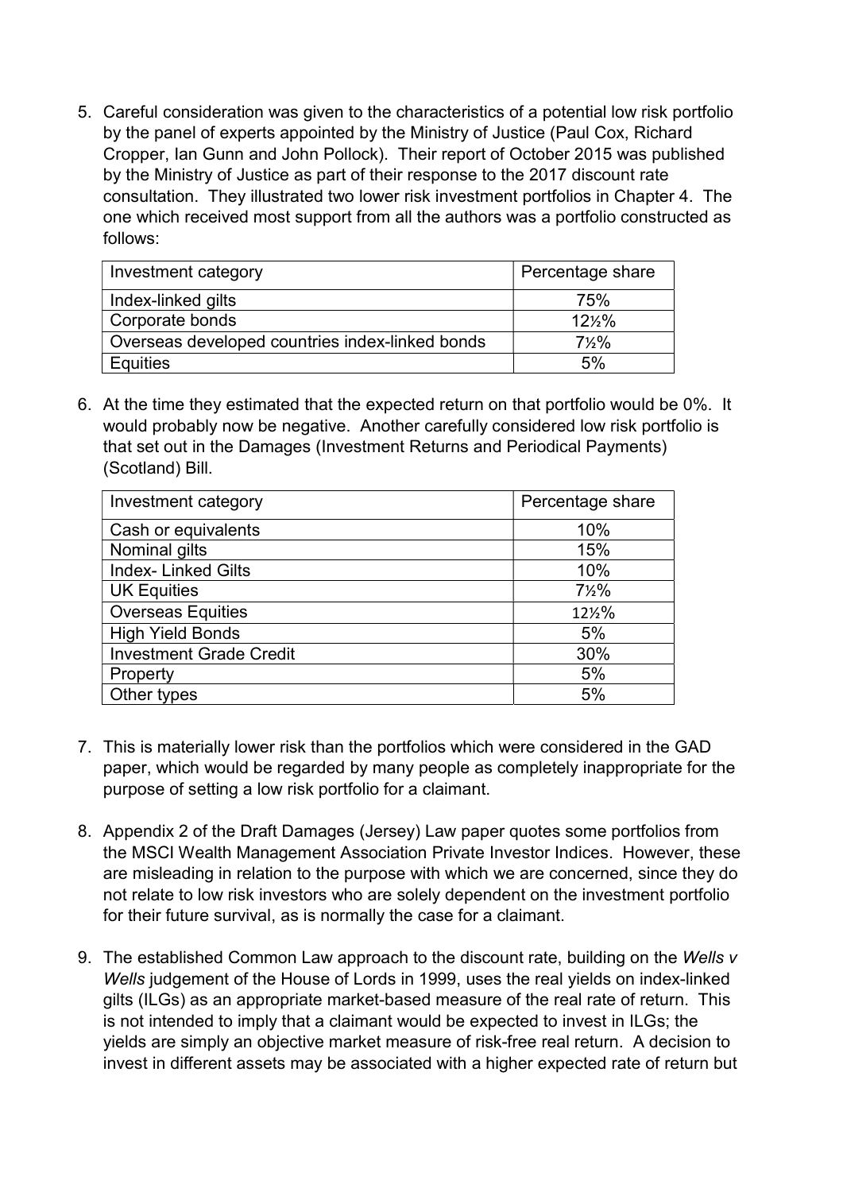5. Careful consideration was given to the characteristics of a potential low risk portfolio by the panel of experts appointed by the Ministry of Justice (Paul Cox, Richard Cropper, Ian Gunn and John Pollock). Their report of October 2015 was published by the Ministry of Justice as part of their response to the 2017 discount rate consultation. They illustrated two lower risk investment portfolios in Chapter 4. The one which received most support from all the authors was a portfolio constructed as follows:

| Investment category | Percentage share |
|---|---|
| Index-linked gilts | 75% |
| Corporate bonds | 12½% |
| Overseas developed countries index-linked bonds | 7½% |
| Equities | 5% |

6. At the time they estimated that the expected return on that portfolio would be 0%. It would probably now be negative. Another carefully considered low risk portfolio is that set out in the Damages (Investment Returns and Periodical Payments) (Scotland) Bill.

| Investment category | Percentage share |
|---|---|
| Cash or equivalents | 10% |
| Nominal gilts | 15% |
| Index- Linked Gilts | 10% |
| UK Equities | 7½% |
| Overseas Equities | 12½% |
| High Yield Bonds | 5% |
| Investment Grade Credit | 30% |
| Property | 5% |
| Other types | 5% |

7. This is materially lower risk than the portfolios which were considered in the GAD paper, which would be regarded by many people as completely inappropriate for the purpose of setting a low risk portfolio for a claimant.

8. Appendix 2 of the Draft Damages (Jersey) Law paper quotes some portfolios from the MSCI Wealth Management Association Private Investor Indices. However, these are misleading in relation to the purpose with which we are concerned, since they do not relate to low risk investors who are solely dependent on the investment portfolio for their future survival, as is normally the case for a claimant.

9. The established Common Law approach to the discount rate, building on the *Wells v Wells* judgement of the House of Lords in 1999, uses the real yields on index-linked gilts (ILGs) as an appropriate market-based measure of the real rate of return. This is not intended to imply that a claimant would be expected to invest in ILGs; the yields are simply an objective market measure of risk-free real return. A decision to invest in different assets may be associated with a higher expected rate of return but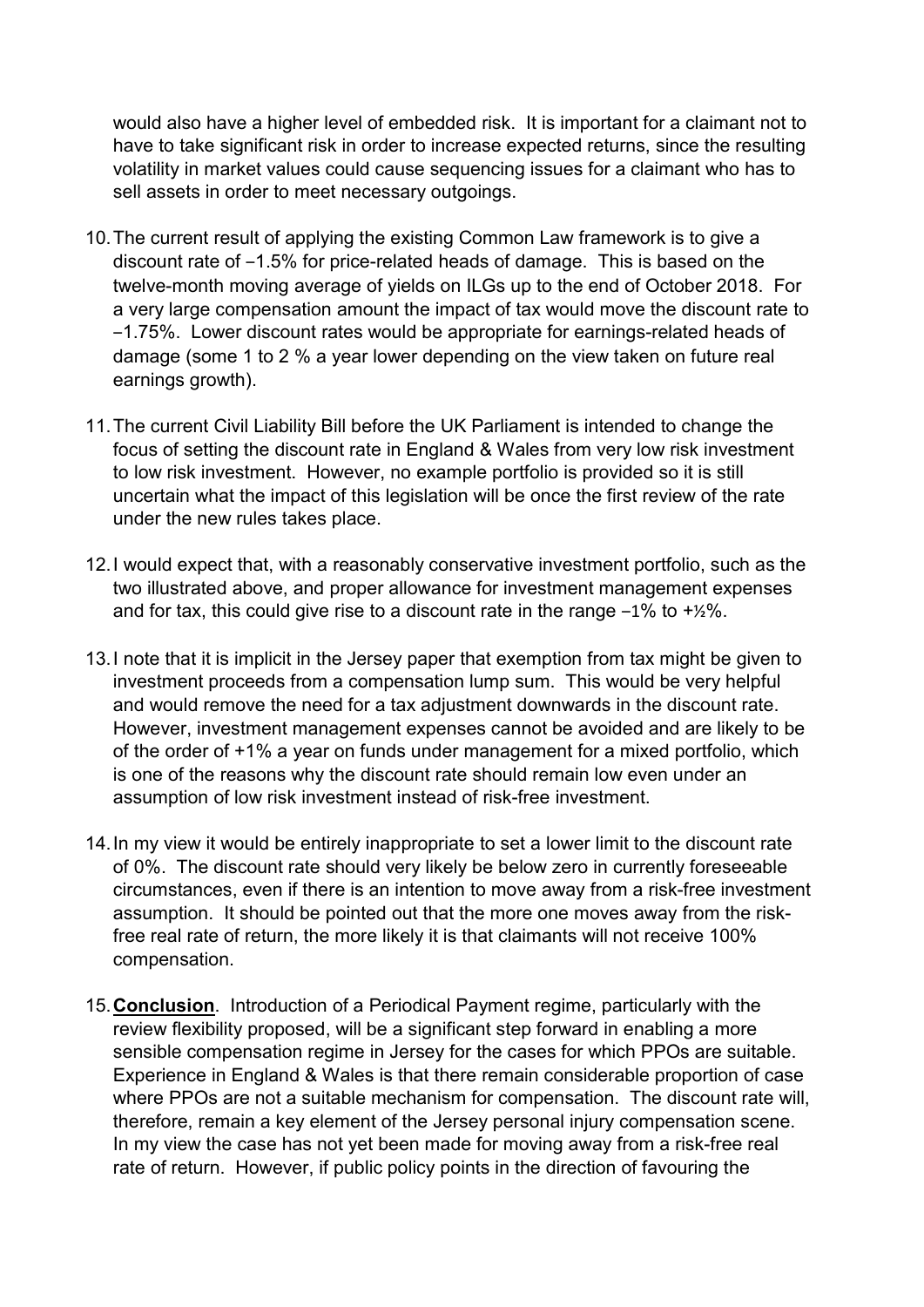would also have a higher level of embedded risk. It is important for a claimant not to have to take significant risk in order to increase expected returns, since the resulting volatility in market values could cause sequencing issues for a claimant who has to sell assets in order to meet necessary outgoings.

10. The current result of applying the existing Common Law framework is to give a discount rate of −1.5% for price-related heads of damage. This is based on the twelve-month moving average of yields on ILGs up to the end of October 2018. For a very large compensation amount the impact of tax would move the discount rate to −1.75%. Lower discount rates would be appropriate for earnings-related heads of damage (some 1 to 2 % a year lower depending on the view taken on future real earnings growth).

11. The current Civil Liability Bill before the UK Parliament is intended to change the focus of setting the discount rate in England & Wales from very low risk investment to low risk investment. However, no example portfolio is provided so it is still uncertain what the impact of this legislation will be once the first review of the rate under the new rules takes place.

12. I would expect that, with a reasonably conservative investment portfolio, such as the two illustrated above, and proper allowance for investment management expenses and for tax, this could give rise to a discount rate in the range −1% to +½%.

13. I note that it is implicit in the Jersey paper that exemption from tax might be given to investment proceeds from a compensation lump sum. This would be very helpful and would remove the need for a tax adjustment downwards in the discount rate. However, investment management expenses cannot be avoided and are likely to be of the order of +1% a year on funds under management for a mixed portfolio, which is one of the reasons why the discount rate should remain low even under an assumption of low risk investment instead of risk-free investment.

14. In my view it would be entirely inappropriate to set a lower limit to the discount rate of 0%. The discount rate should very likely be below zero in currently foreseeable circumstances, even if there is an intention to move away from a risk-free investment assumption. It should be pointed out that the more one moves away from the risk-free real rate of return, the more likely it is that claimants will not receive 100% compensation.

15. **<u>Conclusion</u>**. Introduction of a Periodical Payment regime, particularly with the review flexibility proposed, will be a significant step forward in enabling a more sensible compensation regime in Jersey for the cases for which PPOs are suitable. Experience in England & Wales is that there remain considerable proportion of case where PPOs are not a suitable mechanism for compensation. The discount rate will, therefore, remain a key element of the Jersey personal injury compensation scene. In my view the case has not yet been made for moving away from a risk-free real rate of return. However, if public policy points in the direction of favouring the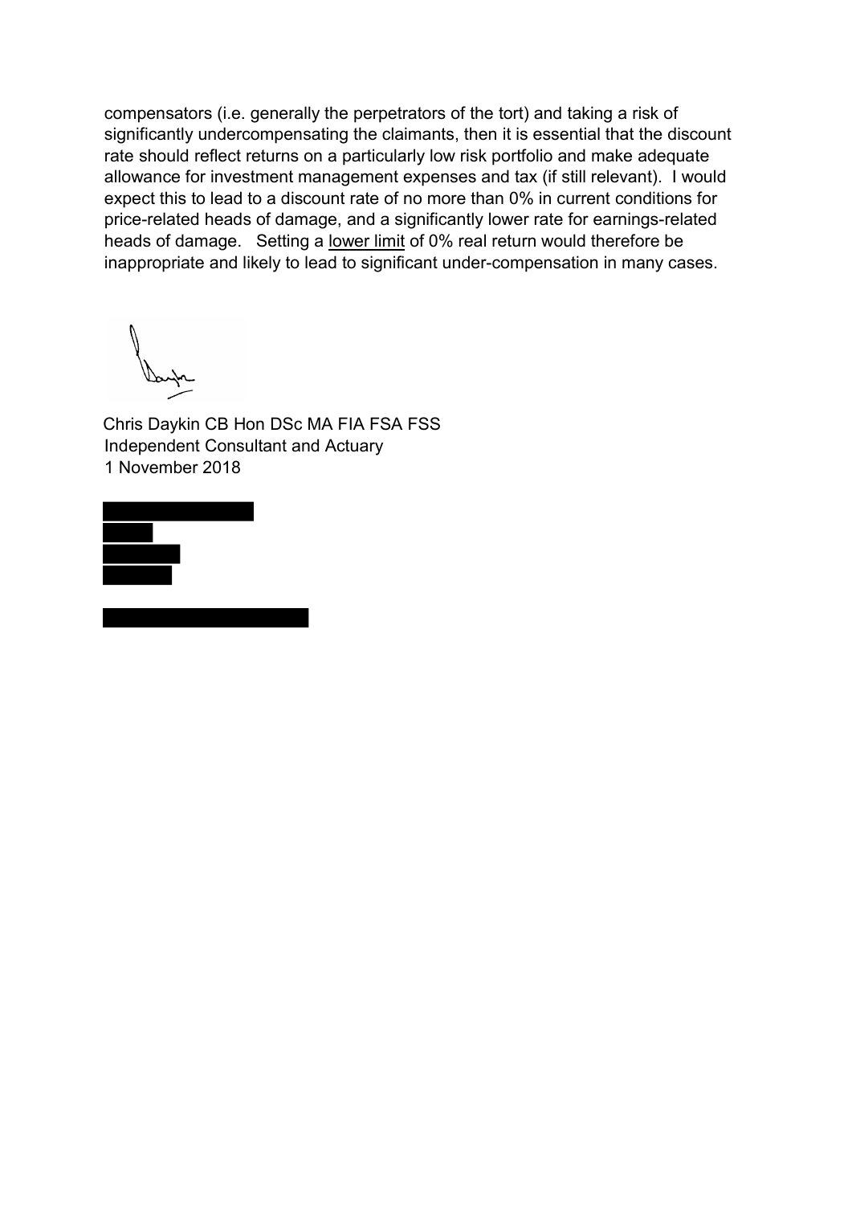compensators (i.e. generally the perpetrators of the tort) and taking a risk of significantly undercompensating the claimants, then it is essential that the discount rate should reflect returns on a particularly low risk portfolio and make adequate allowance for investment management expenses and tax (if still relevant). I would expect this to lead to a discount rate of no more than 0% in current conditions for price-related heads of damage, and a significantly lower rate for earnings-related heads of damage. Setting a lower limit of 0% real return would therefore be inappropriate and likely to lead to significant under-compensation in many cases.

Chris Daykin CB Hon DSc MA FIA FSA FSS
Independent Consultant and Actuary
1 November 2018